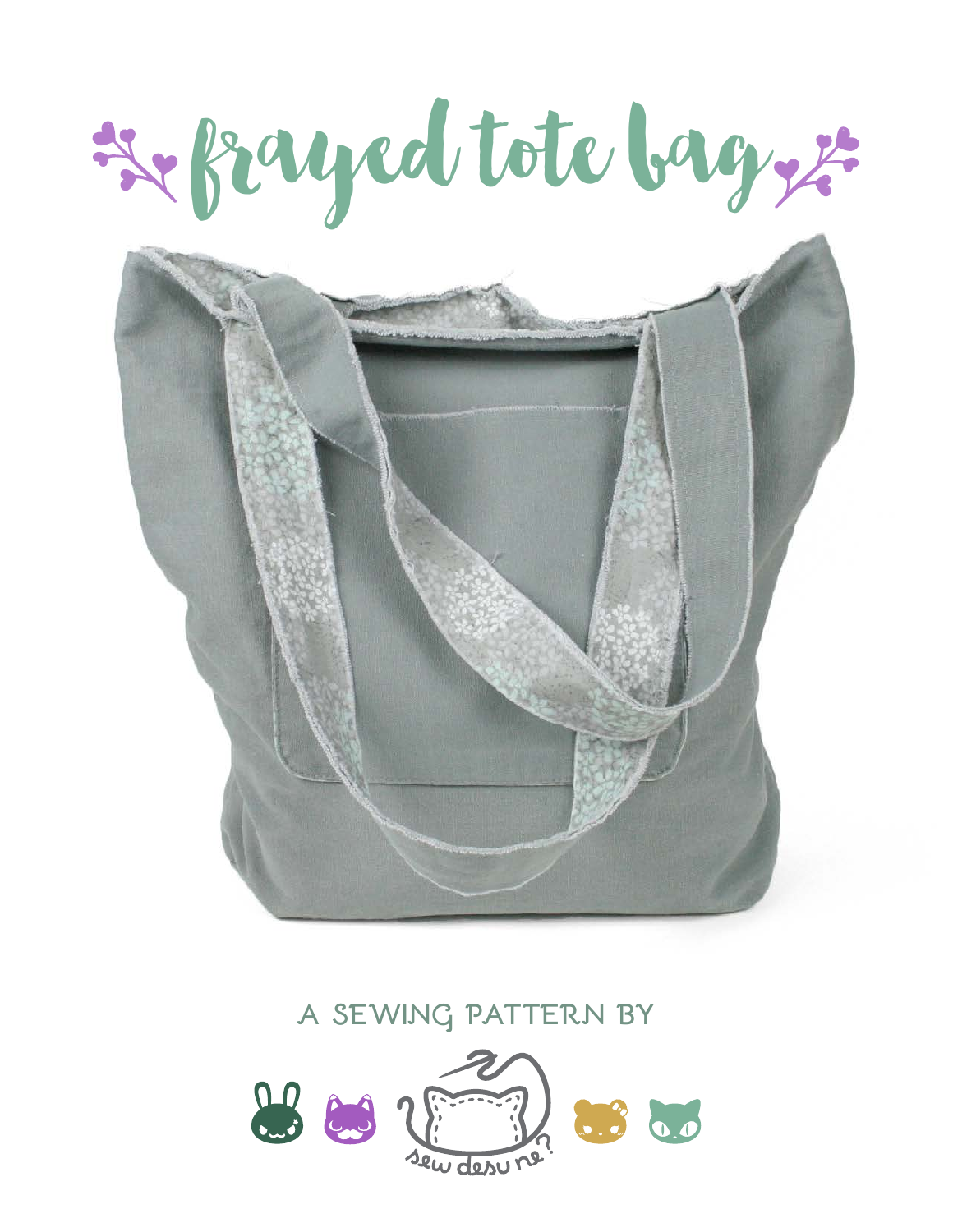# frayed tote bag

A SEWING PATTERN BY

sew desu ne?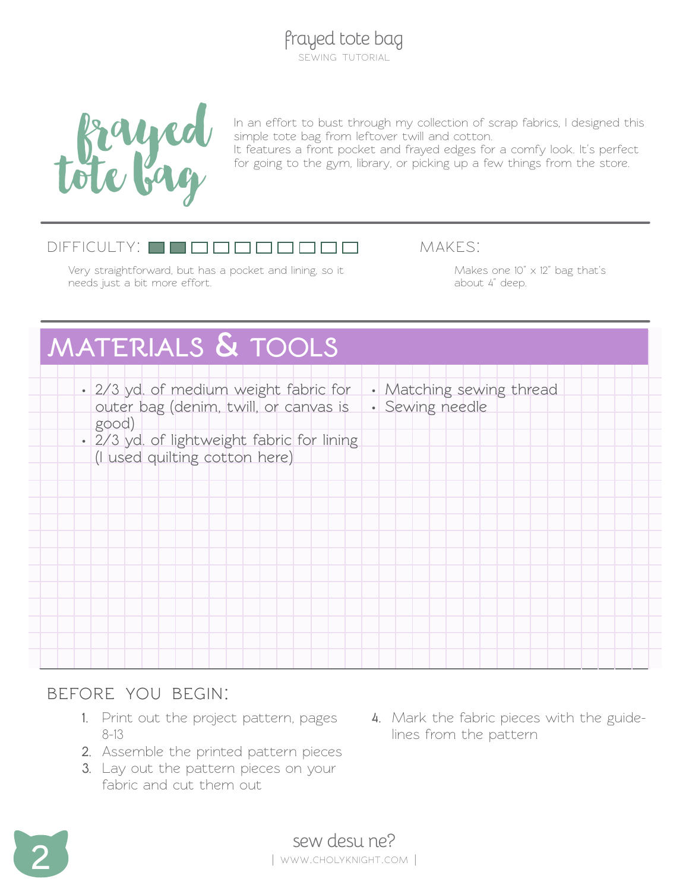# frayed tote bag

In an effort to bust through my collection of scrap fabrics, I designed this simple tote bag from leftover twill and cotton.
It features a front pocket and frayed edges for a comfy look. It's perfect for going to the gym, library, or picking up a few things from the store.

DIFFICULTY: ■■□□□□□□□□

Very straightforward, but has a pocket and lining, so it needs just a bit more effort.

MAKES:

Makes one 10" x 12" bag that's about 4" deep.

## MATERIALS & TOOLS

- 2/3 yd. of medium weight fabric for outer bag (denim, twill, or canvas is good)
- 2/3 yd. of lightweight fabric for lining (I used quilting cotton here)
- Matching sewing thread
- Sewing needle

### BEFORE YOU BEGIN:

1. Print out the project pattern, pages 8-13
2. Assemble the printed pattern pieces
3. Lay out the pattern pieces on your fabric and cut them out
4. Mark the fabric pieces with the guidelines from the pattern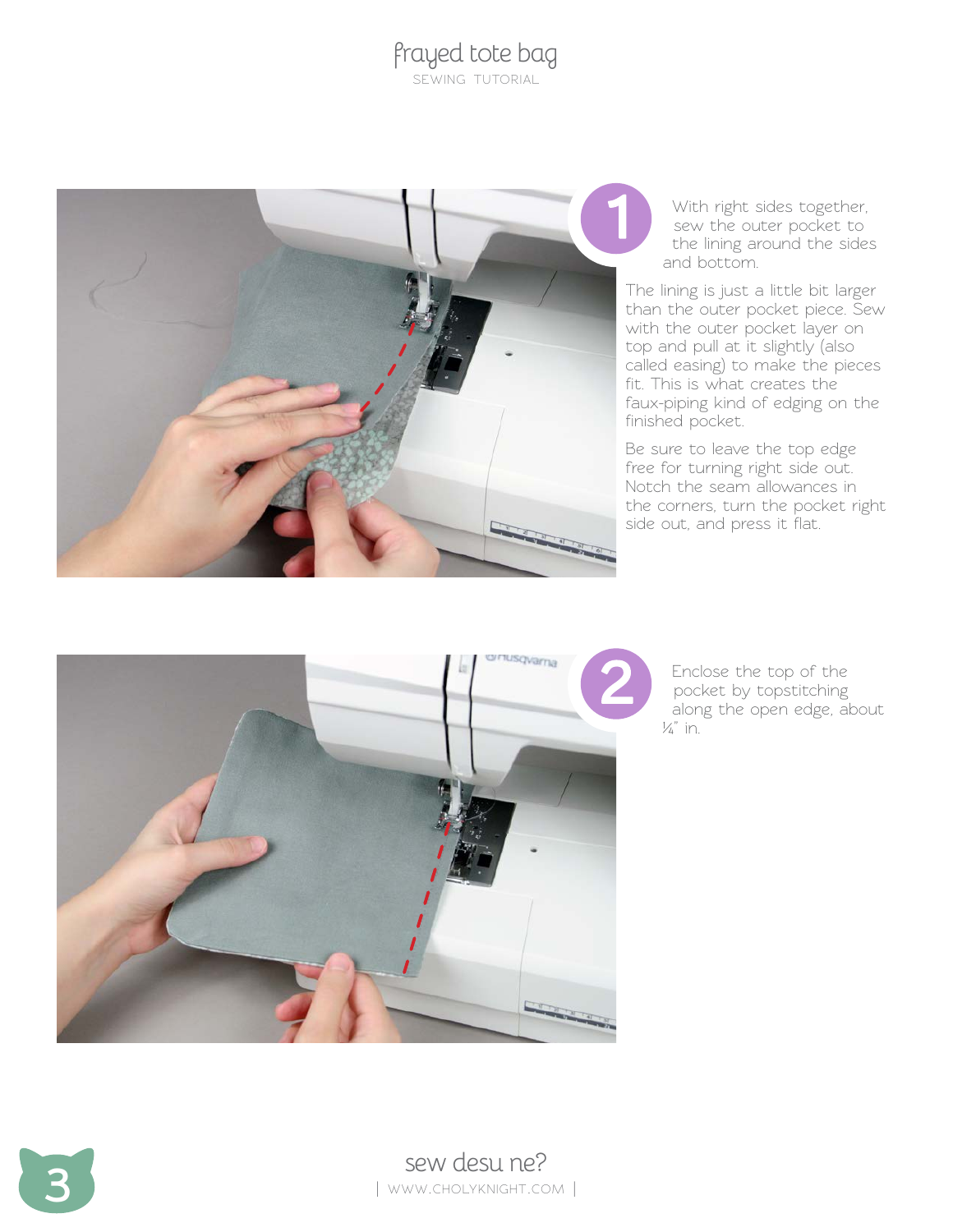1

With right sides together, sew the outer pocket to the lining around the sides and bottom.

The lining is just a little bit larger than the outer pocket piece. Sew with the outer pocket layer on top and pull at it slightly (also called easing) to make the pieces fit. This is what creates the faux-piping kind of edging on the finished pocket.

Be sure to leave the top edge free for turning right side out. Notch the seam allowances in the corners, turn the pocket right side out, and press it flat.

2

Enclose the top of the pocket by topstitching along the open edge, about ¼" in.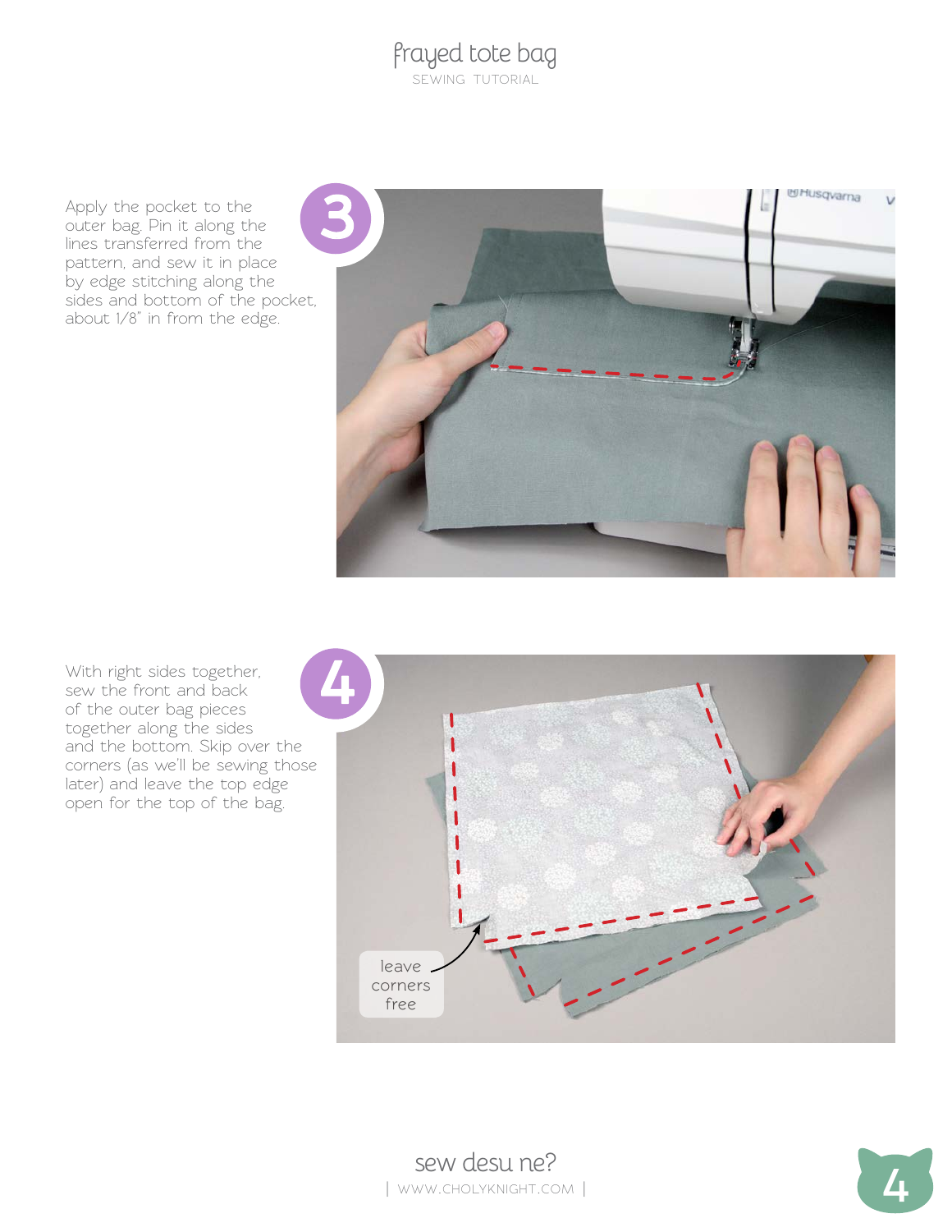**3**

Apply the pocket to the outer bag. Pin it along the lines transferred from the pattern, and sew it in place by edge stitching along the sides and bottom of the pocket, about 1/8" in from the edge.

**4**

With right sides together, sew the front and back of the outer bag pieces together along the sides and the bottom. Skip over the corners (as we'll be sewing those later) and leave the top edge open for the top of the bag.

leave corners free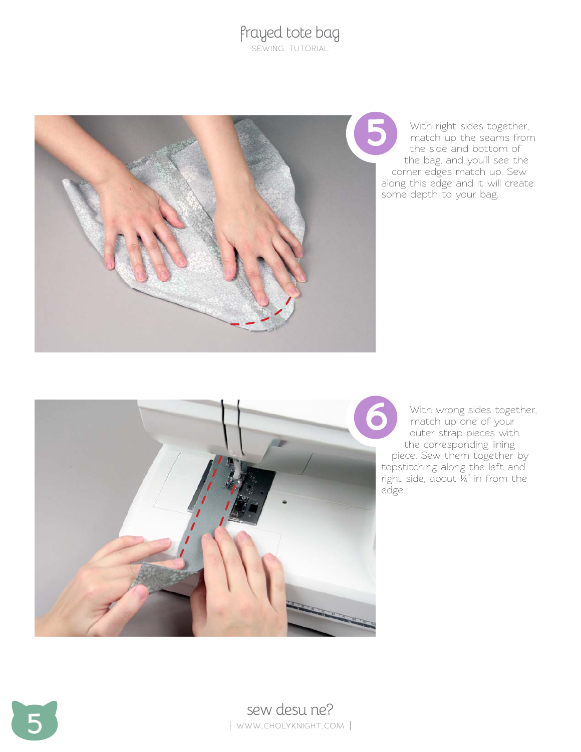**5**

With right sides together, match up the seams from the side and bottom of the bag, and you'll see the corner edges match up. Sew along this edge and it will create some depth to your bag.

**6**

With wrong sides together, match up one of your outer strap pieces with the corresponding lining piece. Sew them together by topstitching along the left and right side, about ¼" in from the edge.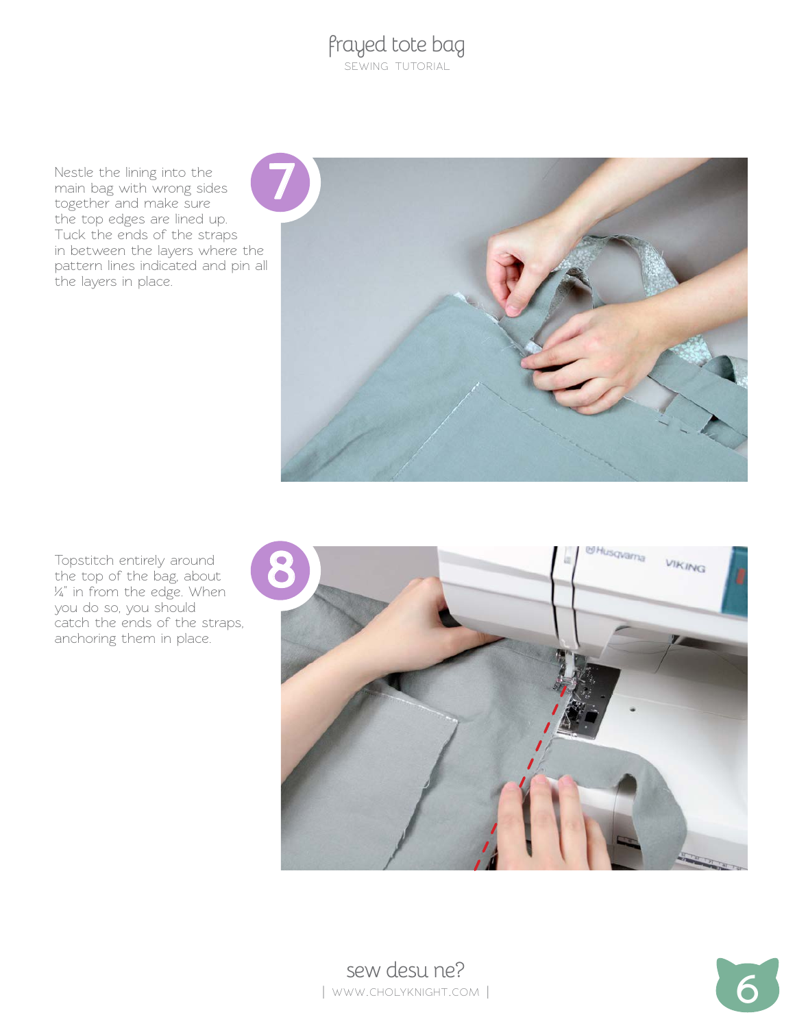**7**

Nestle the lining into the main bag with wrong sides together and make sure the top edges are lined up. Tuck the ends of the straps in between the layers where the pattern lines indicated and pin all the layers in place.

**8**

Topstitch entirely around the top of the bag, about ¼" in from the edge. When you do so, you should catch the ends of the straps, anchoring them in place.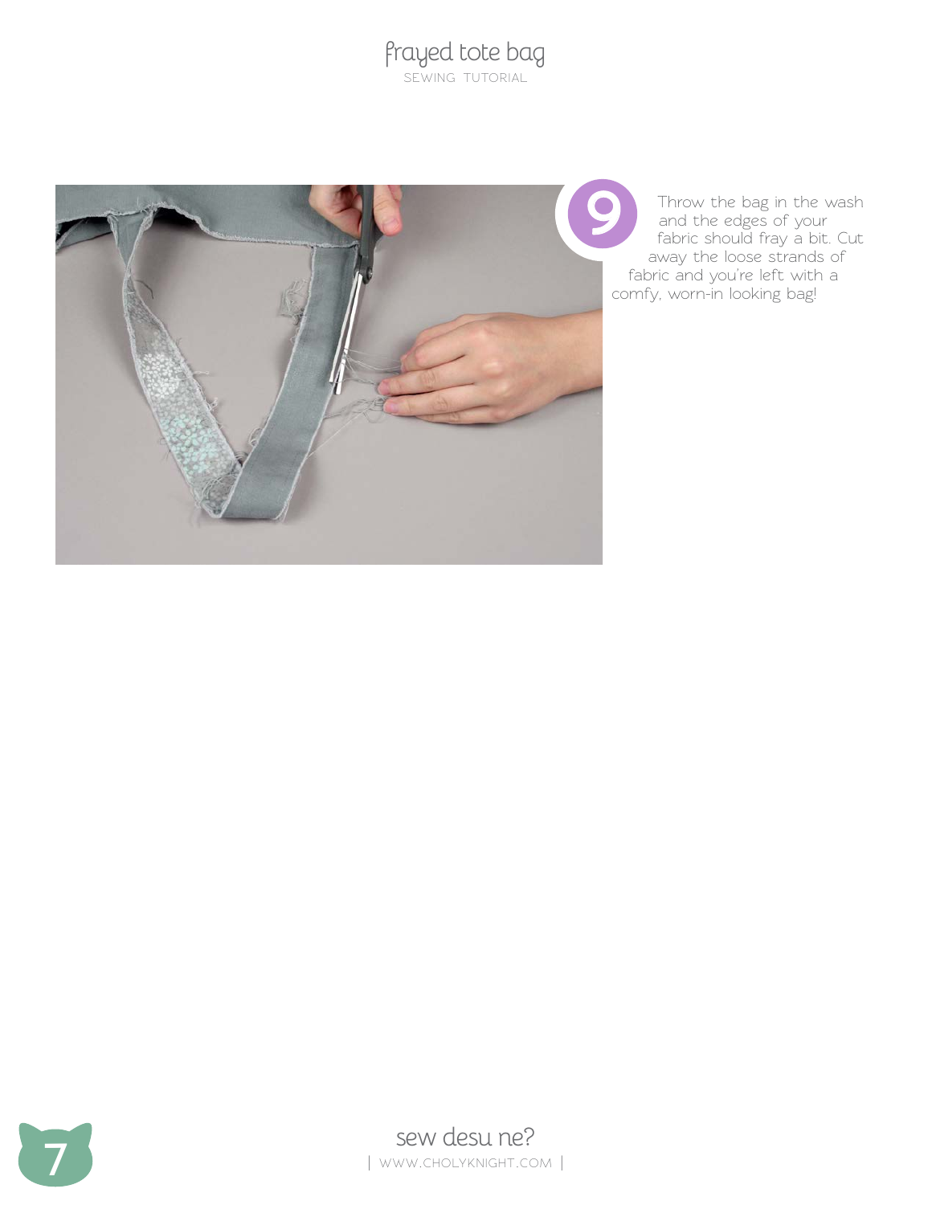9. Throw the bag in the wash and the edges of your fabric should fray a bit. Cut away the loose strands of fabric and you're left with a comfy, worn-in looking bag!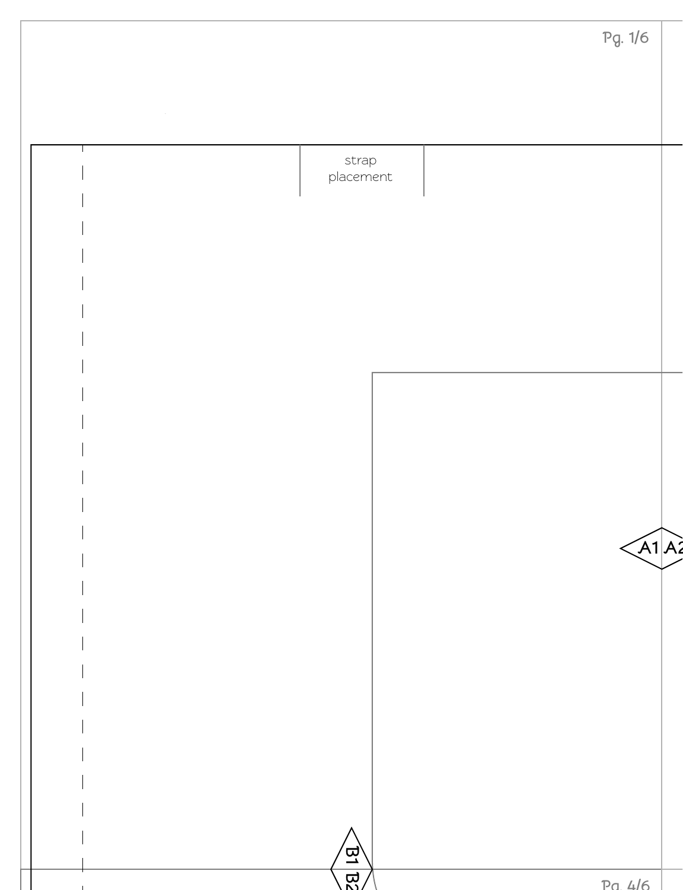strap placement

A1 A2

B1 B2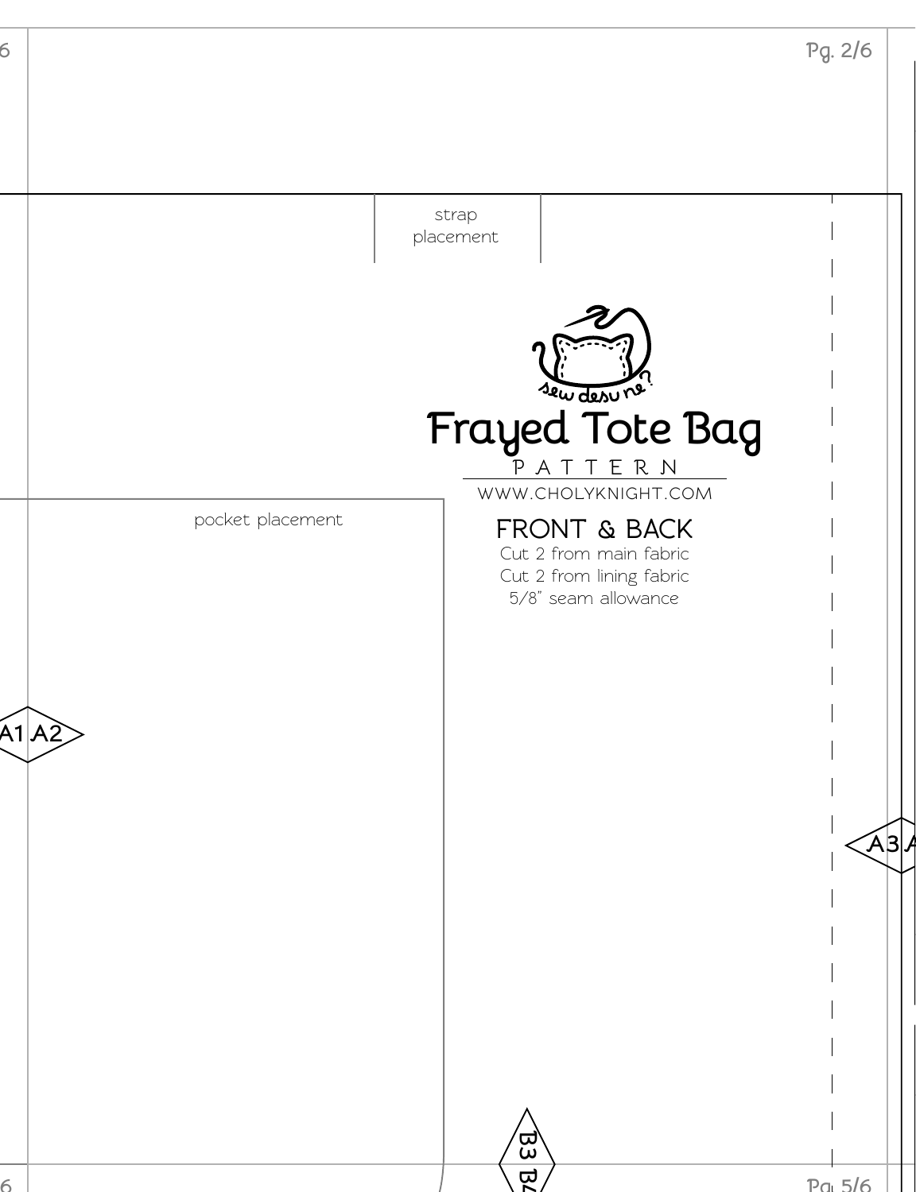strap placement

sew desu ne?

# Frayed Tote Bag

PATTERN

WWW.CHOLYKNIGHT.COM

pocket placement

## FRONT & BACK

Cut 2 from main fabric
Cut 2 from lining fabric
5/8" seam allowance

A1 A2

A3 A

B3 B4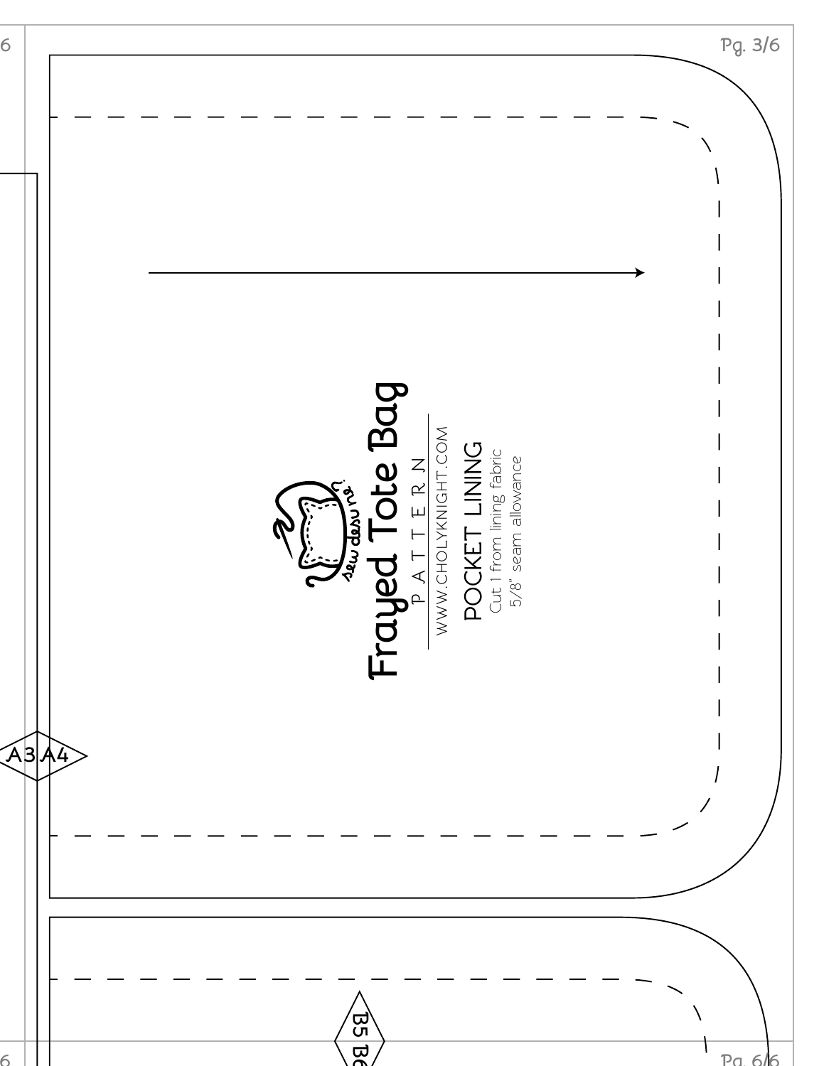A3 A4

# Frayed Tote Bag

PATTERN

WWW.CHOLYKNIGHT.COM

POCKET LINING

Cut 1 from lining fabric

5/8" seam allowance

B5 B6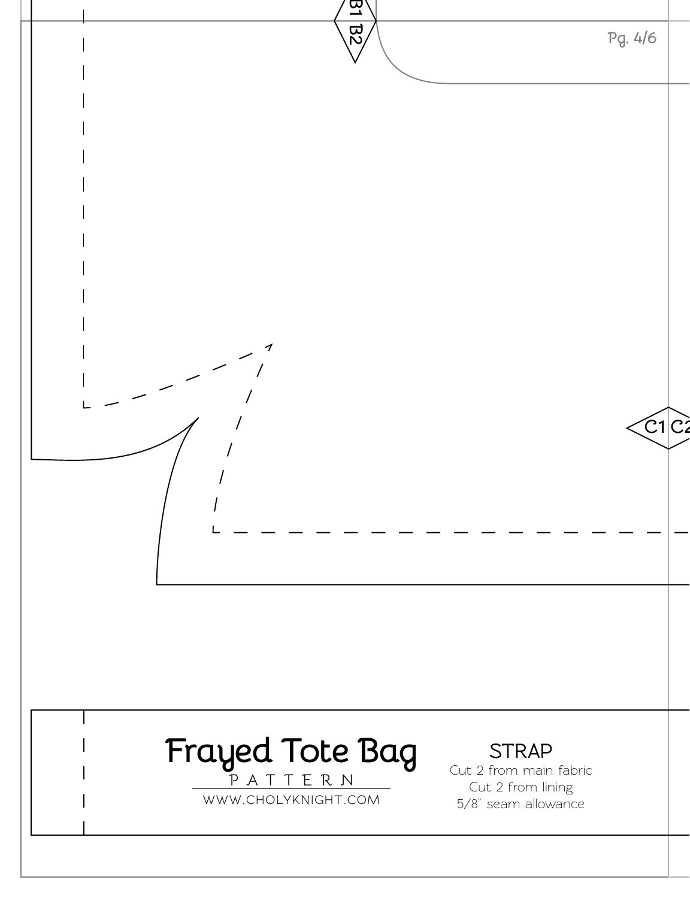B1 B2

C1 C2

# Frayed Tote Bag

PATTERN

WWW.CHOLYKNIGHT.COM

## STRAP

Cut 2 from main fabric
Cut 2 from lining
5/8" seam allowance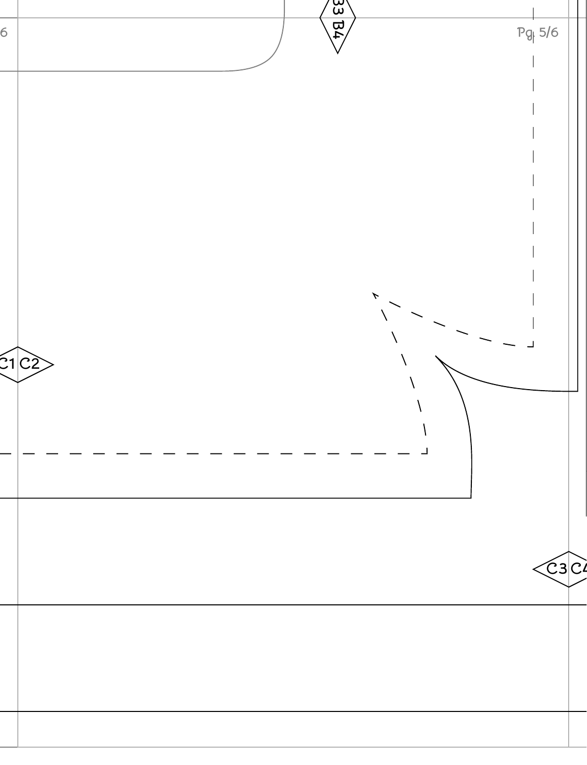B3 B4

C1 C2

C3 C4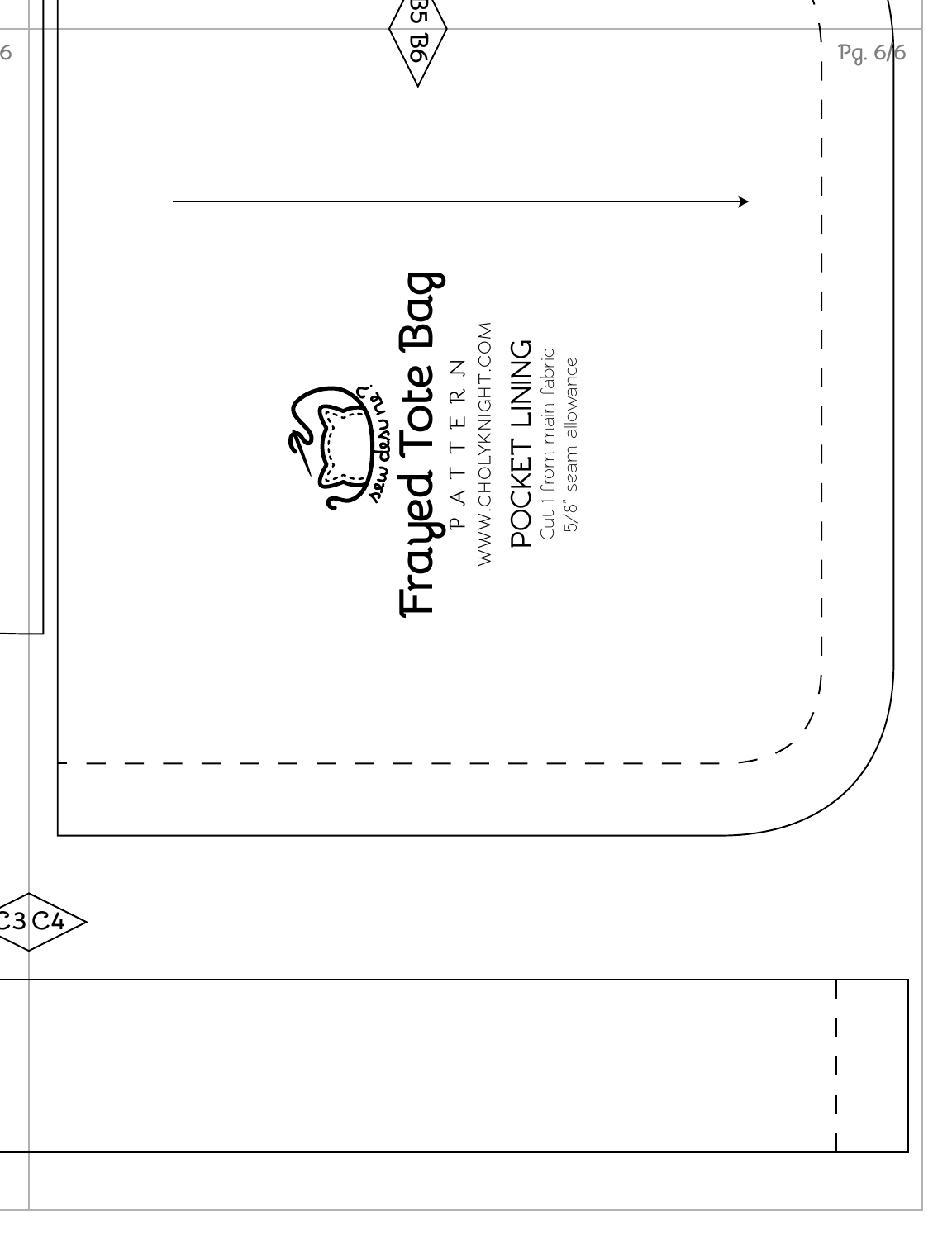B5 B6

Frayed Tote Bag

P A T T E R N

WWW.CHOLYKNIGHT.COM

POCKET LINING

Cut 1 from main fabric

5/8" seam allowance

C3 C4